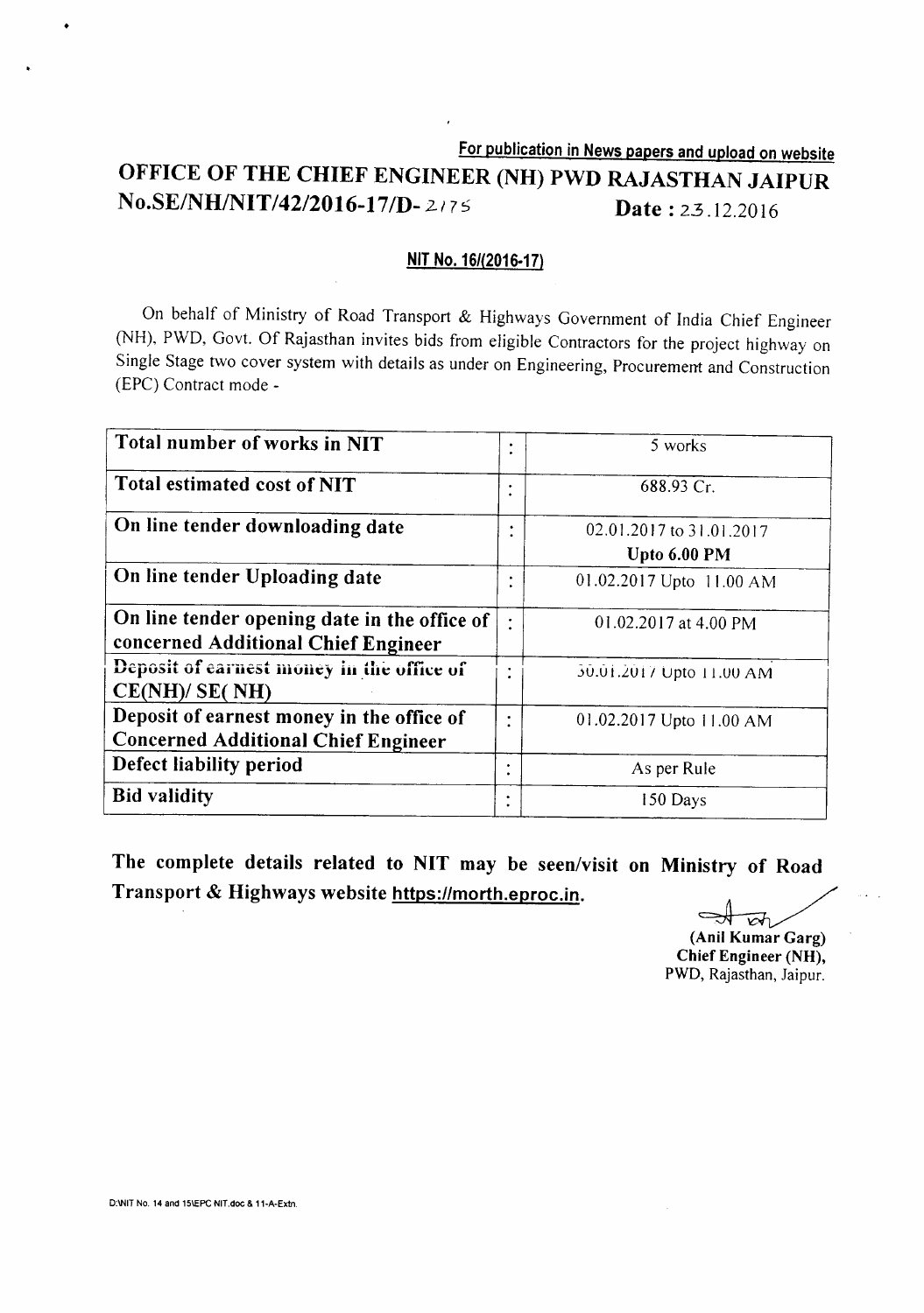**For publication in News papers and upload on website**

# OFFICE OF THE CHIEF ENGINEER (NH) PWD RAJASTHAN JAIPUR

**No.SE/NH/NIT/42/2016-17/D- 2175** **Date : 23.12.2016**

**NIT No. 16/(2016-17)**

On behalf of Ministry of Road Transport & Highways Government of India Chief Engineer (NH), PWD, Govt. Of Rajasthan invites bids from eligible Contractors for the project highway on Single Stage two cover system with details as under on Engineering, Procurement and Construction (EPC) Contract mode -

| | | |
|---|---|---|
| **Total number of works in NIT** | : | 5 works |
| **Total estimated cost of NIT** | : | 688.93 Cr. |
| **On line tender downloading date** | : | 02.01.2017 to 31.01.2017 **Upto 6.00 PM** |
| **On line tender Uploading date** | : | 01.02.2017 Upto 11.00 AM |
| **On line tender opening date in the office of concerned Additional Chief Engineer** | : | 01.02.2017 at 4.00 PM |
| **Deposit of earnest money in the office of CE(NH)/ SE( NH)** | : | 30.01.2017 Upto 11.00 AM |
| **Deposit of earnest money in the office of Concerned Additional Chief Engineer** | : | 01.02.2017 Upto 11.00 AM |
| **Defect liability period** | : | As per Rule |
| **Bid validity** | : | 150 Days |

**The complete details related to NIT may be seen/visit on Ministry of Road Transport & Highways website https://morth.eproc.in.**

**(Anil Kumar Garg)**
**Chief Engineer (NH),**
PWD, Rajasthan, Jaipur.

D:\NIT No. 14 and 15\EPC NIT.doc & 11-A-Extn.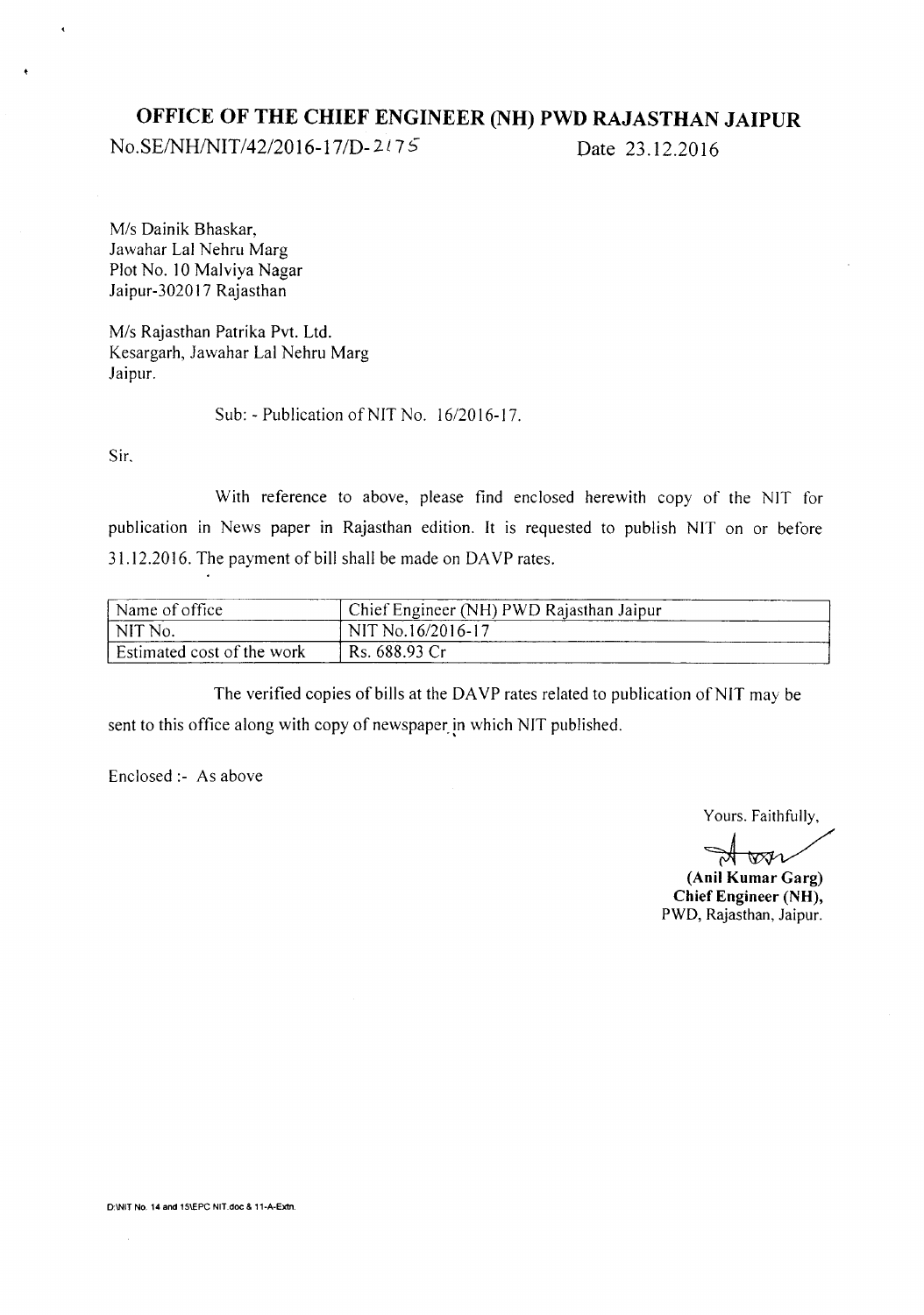# OFFICE OF THE CHIEF ENGINEER (NH) PWD RAJASTHAN JAIPUR

No.SE/NH/NIT/42/2016-17/D-2175 Date 23.12.2016

M/s Dainik Bhaskar,
Jawahar Lal Nehru Marg
Plot No. 10 Malviya Nagar
Jaipur-302017 Rajasthan

M/s Rajasthan Patrika Pvt. Ltd.
Kesargarh, Jawahar Lal Nehru Marg
Jaipur.

Sub: - Publication of NIT No. 16/2016-17.

Sir,

With reference to above, please find enclosed herewith copy of the NIT for publication in News paper in Rajasthan edition. It is requested to publish NIT on or before 31.12.2016. The payment of bill shall be made on DAVP rates.

| Name of office | Chief Engineer (NH) PWD Rajasthan Jaipur |
|---|---|
| NIT No. | NIT No.16/2016-17 |
| Estimated cost of the work | Rs. 688.93 Cr |

The verified copies of bills at the DAVP rates related to publication of NIT may be sent to this office along with copy of newspaper in which NIT published.

Enclosed :- As above

Yours. Faithfully,

**(Anil Kumar Garg)**
**Chief Engineer (NH),**
PWD, Rajasthan, Jaipur.

D:\NIT No. 14 and 15\EPC NIT.doc & 11-A-Extn.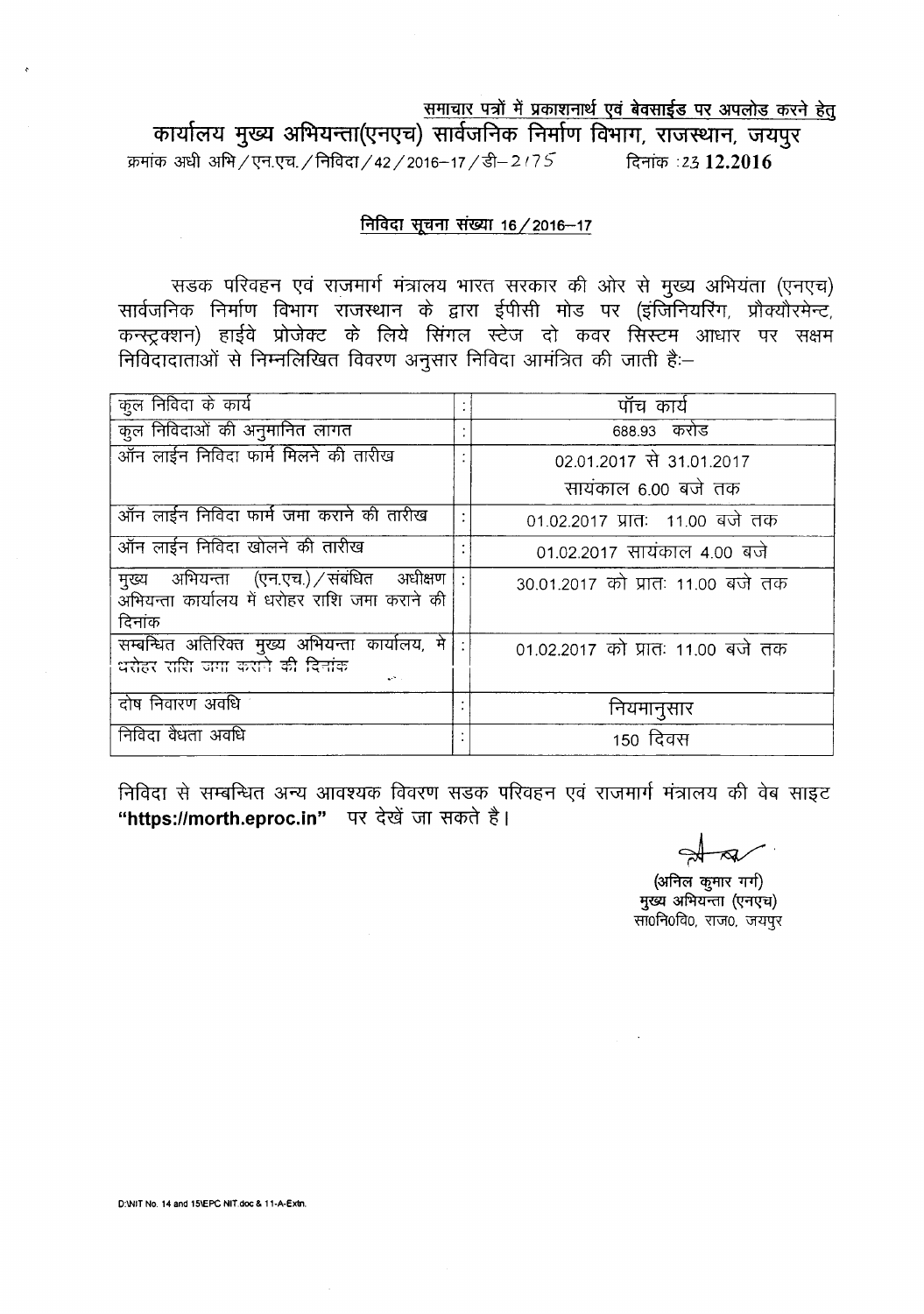<u>समाचार पत्रों में प्रकाशनार्थ एवं बेवसाईड पर अपलोड करने हेतु</u>

# कार्यालय मुख्य अभियन्ता(एनएच) सार्वजनिक निर्माण विभाग, राजस्थान, जयपुर

क्रमांक अधी अभि/एन.एच./निविदा/42/2016–17/डी–2175 दिनांक :23 **12.2016**

## <u>निविदा सूचना संख्या 16/2016–17</u>

सडक परिवहन एवं राजमार्ग मंत्रालय भारत सरकार की ओर से मुख्य अभियंता (एनएच) सार्वजनिक निर्माण विभाग राजस्थान के द्वारा ईपीसी मोड पर (इंजिनियरिंग, प्रौक्योरमेन्ट, कन्स्ट्रक्शन) हाईवे प्रोजेक्ट के लिये सिंगल स्टेज दो कवर सिस्टम आधार पर सक्षम निविदादाताओं से निम्नलिखित विवरण अनुसार निविदा आमंत्रित की जाती है:–

| | | |
|---|---|---|
| कुल निविदा के कार्य | : | पॉच कार्य |
| कुल निविदाओं की अनुमानित लागत | : | 688.93 करोड |
| ऑन लाईन निविदा फार्म मिलने की तारीख | : | 02.01.2017 से 31.01.2017 सायंकाल 6.00 बजे तक |
| ऑन लाईन निविदा फार्म जमा कराने की तारीख | : | 01.02.2017 प्रातः 11.00 बजे तक |
| ऑन लाईन निविदा खोलने की तारीख | : | 01.02.2017 सायंकाल 4.00 बजे |
| मुख्य अभियन्ता (एन.एच.)/संबंधित अधीक्षण अभियन्ता कार्यालय में धरोहर राशि जमा कराने की दिनांक | : | 30.01.2017 को प्रातः 11.00 बजे तक |
| सम्बन्धित अतिरिक्त मुख्य अभियन्ता कार्यालय, मे धरोहर राशि जमा कराने की दिनांक | : | 01.02.2017 को प्रातः 11.00 बजे तक |
| दोष निवारण अवधि | : | नियमानुसार |
| निविदा वैधता अवधि | : | 150 दिवस |

निविदा से सम्बन्धित अन्य आवश्यक विवरण सडक परिवहन एवं राजमार्ग मंत्रालय की वेब साइट **"https://morth.eproc.in"** पर देखें जा सकते है।

(अनिल कुमार गर्ग)
मुख्य अभियन्ता (एनएच)
सा0नि0वि0, राज0, जयपुर

D:\NIT No. 14 and 15\EPC NIT.doc & 11-A-Extn.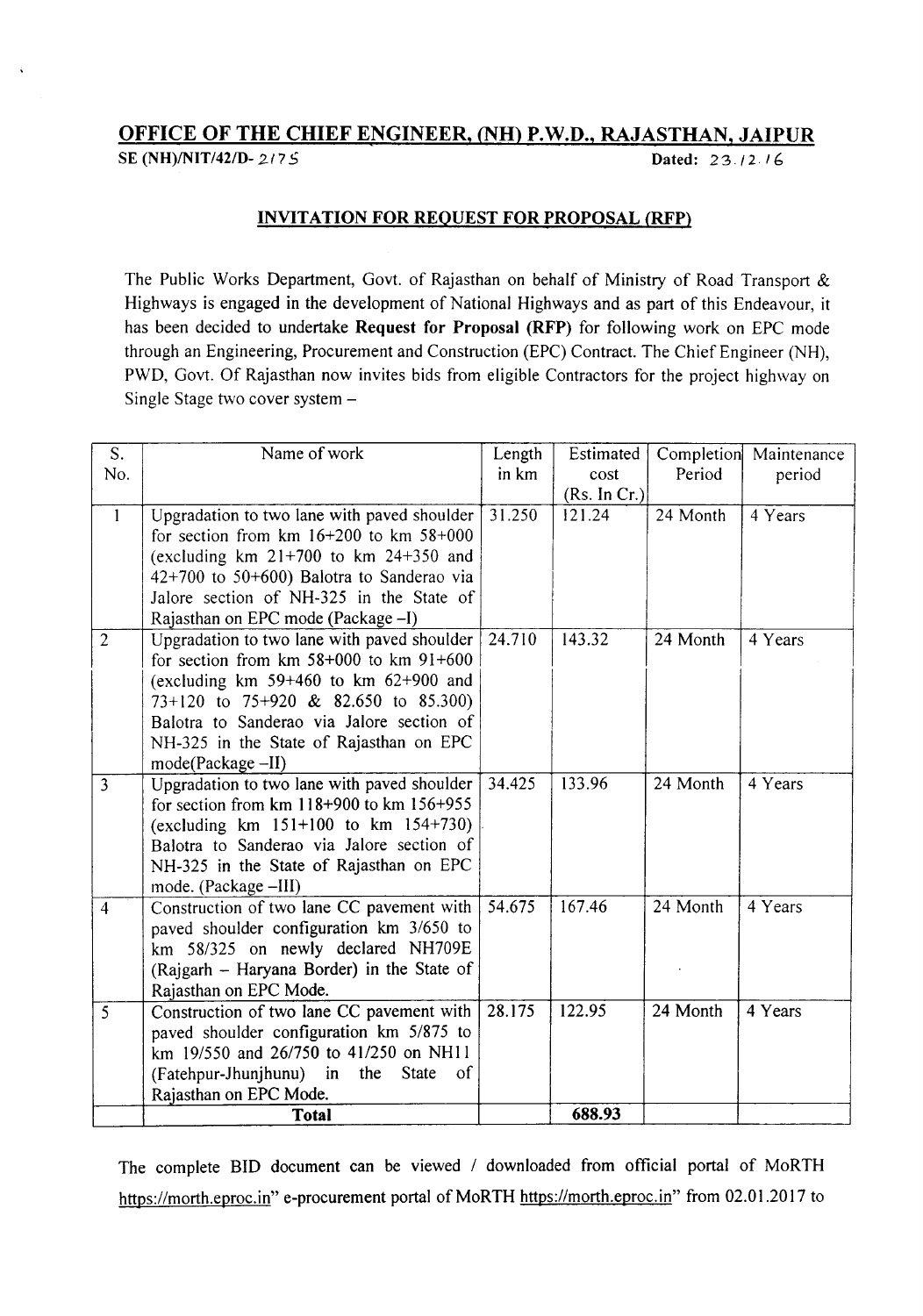# OFFICE OF THE CHIEF ENGINEER, (NH) P.W.D., RAJASTHAN, JAIPUR

SE (NH)/NIT/42/D- 2175 Dated: 23.12.16

## INVITATION FOR REQUEST FOR PROPOSAL (RFP)

The Public Works Department, Govt. of Rajasthan on behalf of Ministry of Road Transport & Highways is engaged in the development of National Highways and as part of this Endeavour, it has been decided to undertake **Request for Proposal (RFP)** for following work on EPC mode through an Engineering, Procurement and Construction (EPC) Contract. The Chief Engineer (NH), PWD, Govt. Of Rajasthan now invites bids from eligible Contractors for the project highway on Single Stage two cover system –

| S. No. | Name of work | Length in km | Estimated cost (Rs. In Cr.) | Completion Period | Maintenance period |
|---|---|---|---|---|---|
| 1 | Upgradation to two lane with paved shoulder for section from km 16+200 to km 58+000 (excluding km 21+700 to km 24+350 and 42+700 to 50+600) Balotra to Sanderao via Jalore section of NH-325 in the State of Rajasthan on EPC mode (Package –I) | 31.250 | 121.24 | 24 Month | 4 Years |
| 2 | Upgradation to two lane with paved shoulder for section from km 58+000 to km 91+600 (excluding km 59+460 to km 62+900 and 73+120 to 75+920 & 82.650 to 85.300) Balotra to Sanderao via Jalore section of NH-325 in the State of Rajasthan on EPC mode(Package –II) | 24.710 | 143.32 | 24 Month | 4 Years |
| 3 | Upgradation to two lane with paved shoulder for section from km 118+900 to km 156+955 (excluding km 151+100 to km 154+730) Balotra to Sanderao via Jalore section of NH-325 in the State of Rajasthan on EPC mode. (Package –III) | 34.425 | 133.96 | 24 Month | 4 Years |
| 4 | Construction of two lane CC pavement with paved shoulder configuration km 3/650 to km 58/325 on newly declared NH709E (Rajgarh – Haryana Border) in the State of Rajasthan on EPC Mode. | 54.675 | 167.46 | 24 Month | 4 Years |
| 5 | Construction of two lane CC pavement with paved shoulder configuration km 5/875 to km 19/550 and 26/750 to 41/250 on NH11 (Fatehpur-Jhunjhunu) in the State of Rajasthan on EPC Mode. | 28.175 | 122.95 | 24 Month | 4 Years |
| | **Total** | | **688.93** | | |

The complete BID document can be viewed / downloaded from official portal of MoRTH https://morth.eproc.in" e-procurement portal of MoRTH https://morth.eproc.in" from 02.01.2017 to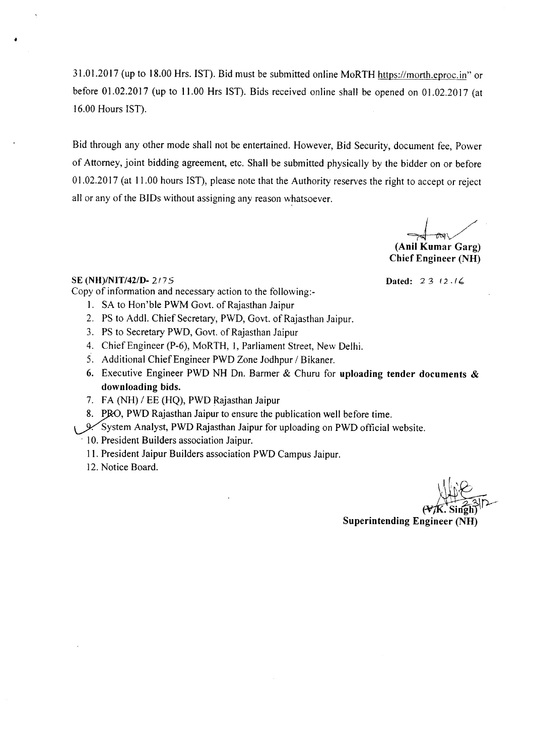31.01.2017 (up to 18.00 Hrs. IST). Bid must be submitted online MoRTH https://morth.eproc.in" or before 01.02.2017 (up to 11.00 Hrs IST). Bids received online shall be opened on 01.02.2017 (at 16.00 Hours IST).

Bid through any other mode shall not be entertained. However, Bid Security, document fee, Power of Attorney, joint bidding agreement, etc. Shall be submitted physically by the bidder on or before 01.02.2017 (at 11.00 hours IST), please note that the Authority reserves the right to accept or reject all or any of the BIDs without assigning any reason whatsoever.

**(Anil Kumar Garg)**
**Chief Engineer (NH)**

**SE (NH)/NIT/42/D-** 2175 **Dated:** 23.12.16

Copy of information and necessary action to the following:-

1. SA to Hon'ble PWM Govt. of Rajasthan Jaipur
2. PS to Addl. Chief Secretary, PWD, Govt. of Rajasthan Jaipur.
3. PS to Secretary PWD, Govt. of Rajasthan Jaipur
4. Chief Engineer (P-6), MoRTH, 1, Parliament Street, New Delhi.
5. Additional Chief Engineer PWD Zone Jodhpur / Bikaner.
6. Executive Engineer PWD NH Dn. Barmer & Churu for **uploading tender documents & downloading bids.**
7. FA (NH) / EE (HQ), PWD Rajasthan Jaipur
8. PRO, PWD Rajasthan Jaipur to ensure the publication well before time.
9. System Analyst, PWD Rajasthan Jaipur for uploading on PWD official website.
10. President Builders association Jaipur.
11. President Jaipur Builders association PWD Campus Jaipur.
12. Notice Board.

**(V.K. Singh)**
**Superintending Engineer (NH)**